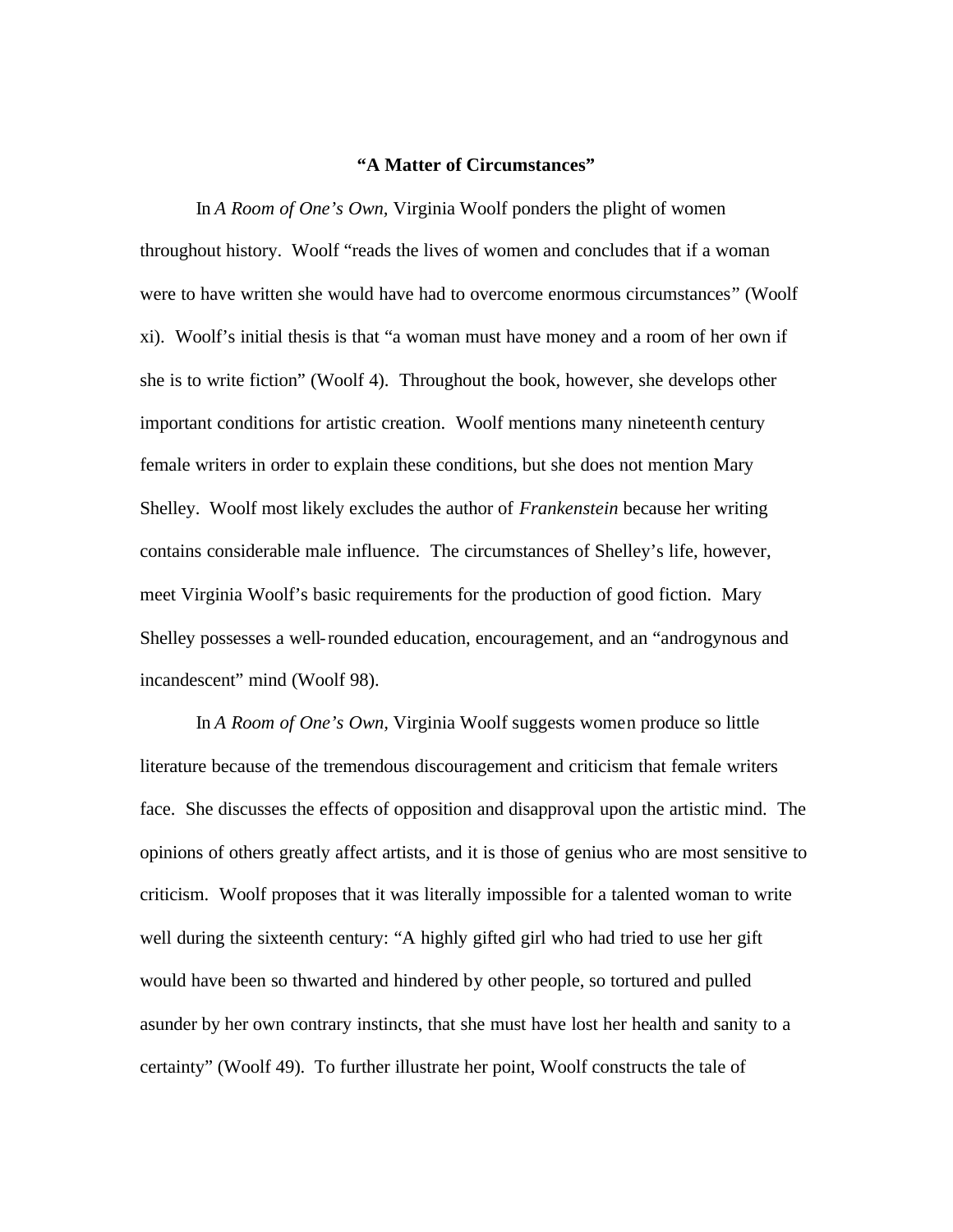# **"A Matter of Circumstances"**

In *A Room of One's Own,* Virginia Woolf ponders the plight of women throughout history. Woolf "reads the lives of women and concludes that if a woman were to have written she would have had to overcome enormous circumstances" (Woolf xi). Woolf's initial thesis is that "a woman must have money and a room of her own if she is to write fiction" (Woolf 4). Throughout the book, however, she develops other important conditions for artistic creation. Woolf mentions many nineteenth century female writers in order to explain these conditions, but she does not mention Mary Shelley. Woolf most likely excludes the author of *Frankenstein* because her writing contains considerable male influence. The circumstances of Shelley's life, however, meet Virginia Woolf's basic requirements for the production of good fiction. Mary Shelley possesses a well-rounded education, encouragement, and an "androgynous and incandescent" mind (Woolf 98).

In *A Room of One's Own,* Virginia Woolf suggests women produce so little literature because of the tremendous discouragement and criticism that female writers face. She discusses the effects of opposition and disapproval upon the artistic mind. The opinions of others greatly affect artists, and it is those of genius who are most sensitive to criticism. Woolf proposes that it was literally impossible for a talented woman to write well during the sixteenth century: "A highly gifted girl who had tried to use her gift would have been so thwarted and hindered by other people, so tortured and pulled asunder by her own contrary instincts, that she must have lost her health and sanity to a certainty" (Woolf 49). To further illustrate her point, Woolf constructs the tale of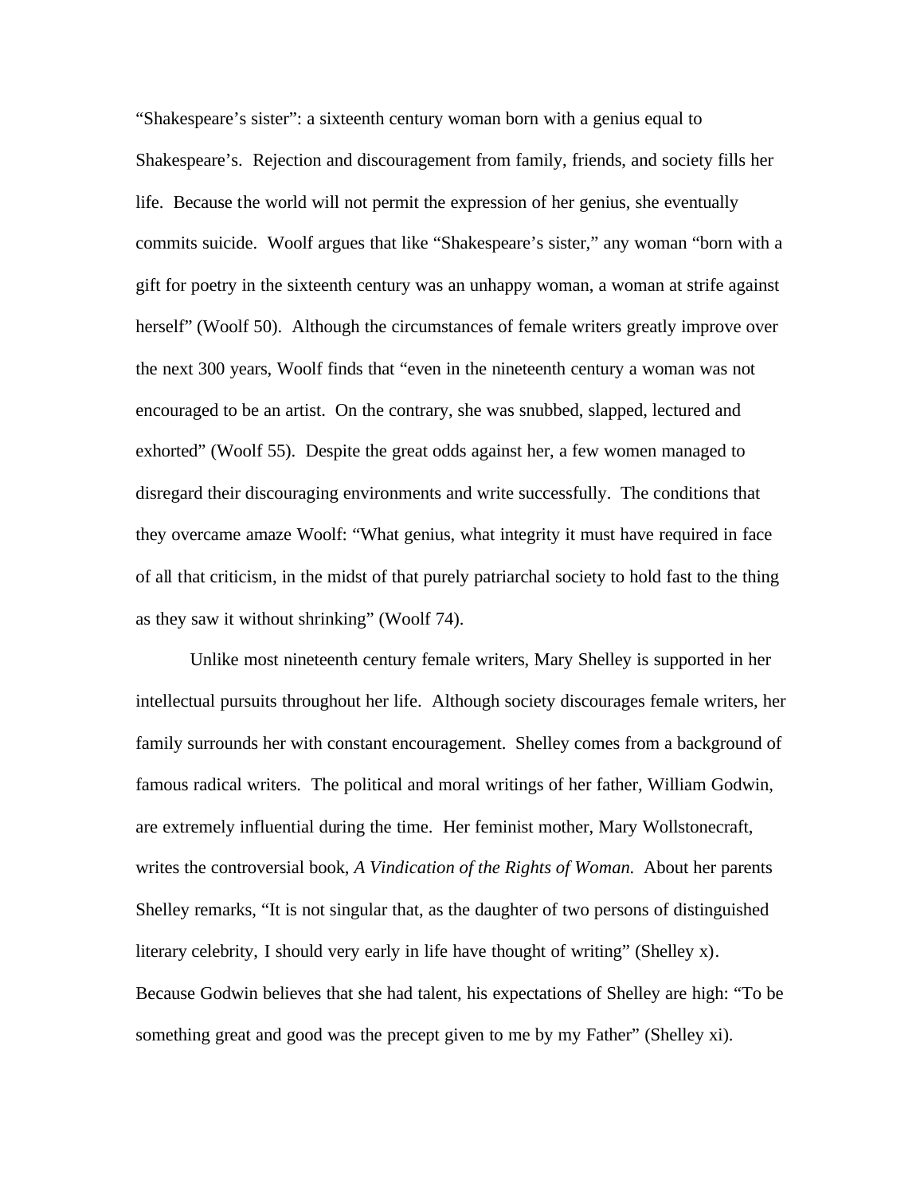"Shakespeare's sister": a sixteenth century woman born with a genius equal to Shakespeare's. Rejection and discouragement from family, friends, and society fills her life. Because the world will not permit the expression of her genius, she eventually commits suicide. Woolf argues that like "Shakespeare's sister," any woman "born with a gift for poetry in the sixteenth century was an unhappy woman, a woman at strife against herself" (Woolf 50). Although the circumstances of female writers greatly improve over the next 300 years, Woolf finds that "even in the nineteenth century a woman was not encouraged to be an artist. On the contrary, she was snubbed, slapped, lectured and exhorted" (Woolf 55). Despite the great odds against her, a few women managed to disregard their discouraging environments and write successfully. The conditions that they overcame amaze Woolf: "What genius, what integrity it must have required in face of all that criticism, in the midst of that purely patriarchal society to hold fast to the thing as they saw it without shrinking" (Woolf 74).

Unlike most nineteenth century female writers, Mary Shelley is supported in her intellectual pursuits throughout her life. Although society discourages female writers, her family surrounds her with constant encouragement. Shelley comes from a background of famous radical writers. The political and moral writings of her father, William Godwin, are extremely influential during the time. Her feminist mother, Mary Wollstonecraft, writes the controversial book, *A Vindication of the Rights of Woman.* About her parents Shelley remarks, "It is not singular that, as the daughter of two persons of distinguished literary celebrity, I should very early in life have thought of writing" (Shelley x). Because Godwin believes that she had talent, his expectations of Shelley are high: "To be something great and good was the precept given to me by my Father" (Shelley xi).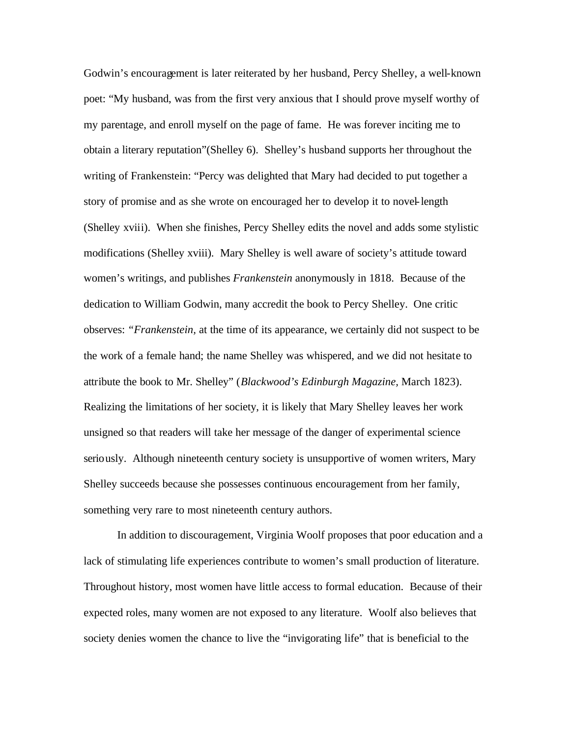Godwin's encouragement is later reiterated by her husband, Percy Shelley, a well-known poet: "My husband, was from the first very anxious that I should prove myself worthy of my parentage, and enroll myself on the page of fame. He was forever inciting me to obtain a literary reputation"(Shelley 6). Shelley's husband supports her throughout the writing of Frankenstein: "Percy was delighted that Mary had decided to put together a story of promise and as she wrote on encouraged her to develop it to novel-length (Shelley xviii). When she finishes, Percy Shelley edits the novel and adds some stylistic modifications (Shelley xviii). Mary Shelley is well aware of society's attitude toward women's writings, and publishes *Frankenstein* anonymously in 1818. Because of the dedication to William Godwin, many accredit the book to Percy Shelley. One critic observes: "*Frankenstein,* at the time of its appearance, we certainly did not suspect to be the work of a female hand; the name Shelley was whispered, and we did not hesitate to attribute the book to Mr. Shelley" (*Blackwood's Edinburgh Magazine,* March 1823). Realizing the limitations of her society, it is likely that Mary Shelley leaves her work unsigned so that readers will take her message of the danger of experimental science seriously. Although nineteenth century society is unsupportive of women writers, Mary Shelley succeeds because she possesses continuous encouragement from her family, something very rare to most nineteenth century authors.

In addition to discouragement, Virginia Woolf proposes that poor education and a lack of stimulating life experiences contribute to women's small production of literature. Throughout history, most women have little access to formal education. Because of their expected roles, many women are not exposed to any literature. Woolf also believes that society denies women the chance to live the "invigorating life" that is beneficial to the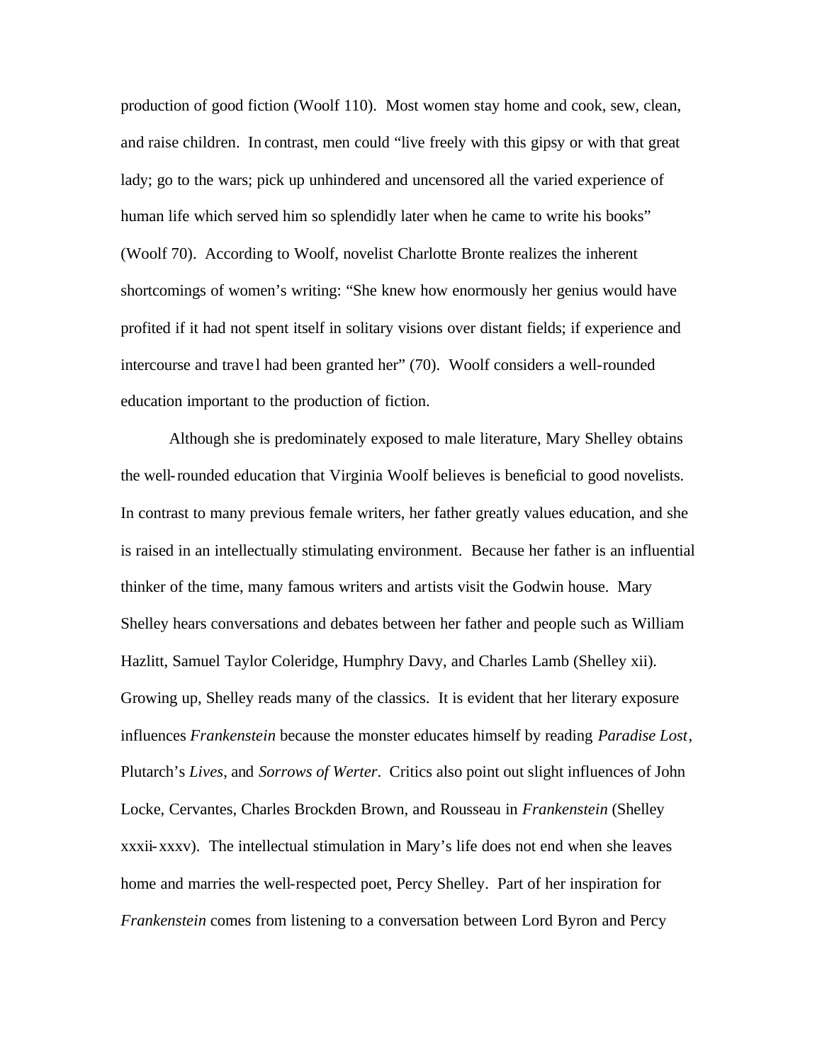production of good fiction (Woolf 110). Most women stay home and cook, sew, clean, and raise children. In contrast, men could "live freely with this gipsy or with that great lady; go to the wars; pick up unhindered and uncensored all the varied experience of human life which served him so splendidly later when he came to write his books" (Woolf 70). According to Woolf, novelist Charlotte Bronte realizes the inherent shortcomings of women's writing: "She knew how enormously her genius would have profited if it had not spent itself in solitary visions over distant fields; if experience and intercourse and travel had been granted her" (70). Woolf considers a well-rounded education important to the production of fiction.

Although she is predominately exposed to male literature, Mary Shelley obtains the well-rounded education that Virginia Woolf believes is beneficial to good novelists. In contrast to many previous female writers, her father greatly values education, and she is raised in an intellectually stimulating environment. Because her father is an influential thinker of the time, many famous writers and artists visit the Godwin house. Mary Shelley hears conversations and debates between her father and people such as William Hazlitt, Samuel Taylor Coleridge, Humphry Davy, and Charles Lamb (Shelley xii). Growing up, Shelley reads many of the classics. It is evident that her literary exposure influences *Frankenstein* because the monster educates himself by reading *Paradise Lost*, Plutarch's *Lives*, and *Sorrows of Werter*. Critics also point out slight influences of John Locke, Cervantes, Charles Brockden Brown, and Rousseau in *Frankenstein* (Shelley xxxii-xxxv). The intellectual stimulation in Mary's life does not end when she leaves home and marries the well-respected poet, Percy Shelley. Part of her inspiration for *Frankenstein* comes from listening to a conversation between Lord Byron and Percy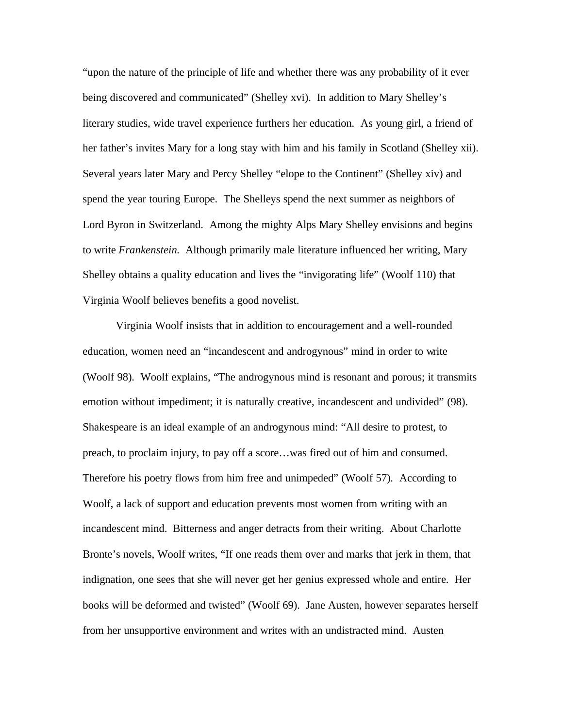"upon the nature of the principle of life and whether there was any probability of it ever being discovered and communicated" (Shelley xvi). In addition to Mary Shelley's literary studies, wide travel experience furthers her education. As young girl, a friend of her father's invites Mary for a long stay with him and his family in Scotland (Shelley xii). Several years later Mary and Percy Shelley "elope to the Continent" (Shelley xiv) and spend the year touring Europe. The Shelleys spend the next summer as neighbors of Lord Byron in Switzerland. Among the mighty Alps Mary Shelley envisions and begins to write *Frankenstein.* Although primarily male literature influenced her writing, Mary Shelley obtains a quality education and lives the "invigorating life" (Woolf 110) that Virginia Woolf believes benefits a good novelist.

Virginia Woolf insists that in addition to encouragement and a well-rounded education, women need an "incandescent and androgynous" mind in order to write (Woolf 98). Woolf explains, "The androgynous mind is resonant and porous; it transmits emotion without impediment; it is naturally creative, incandescent and undivided" (98). Shakespeare is an ideal example of an androgynous mind: "All desire to protest, to preach, to proclaim injury, to pay off a score…was fired out of him and consumed. Therefore his poetry flows from him free and unimpeded" (Woolf 57). According to Woolf, a lack of support and education prevents most women from writing with an incandescent mind. Bitterness and anger detracts from their writing. About Charlotte Bronte's novels, Woolf writes, "If one reads them over and marks that jerk in them, that indignation, one sees that she will never get her genius expressed whole and entire. Her books will be deformed and twisted" (Woolf 69). Jane Austen, however separates herself from her unsupportive environment and writes with an undistracted mind. Austen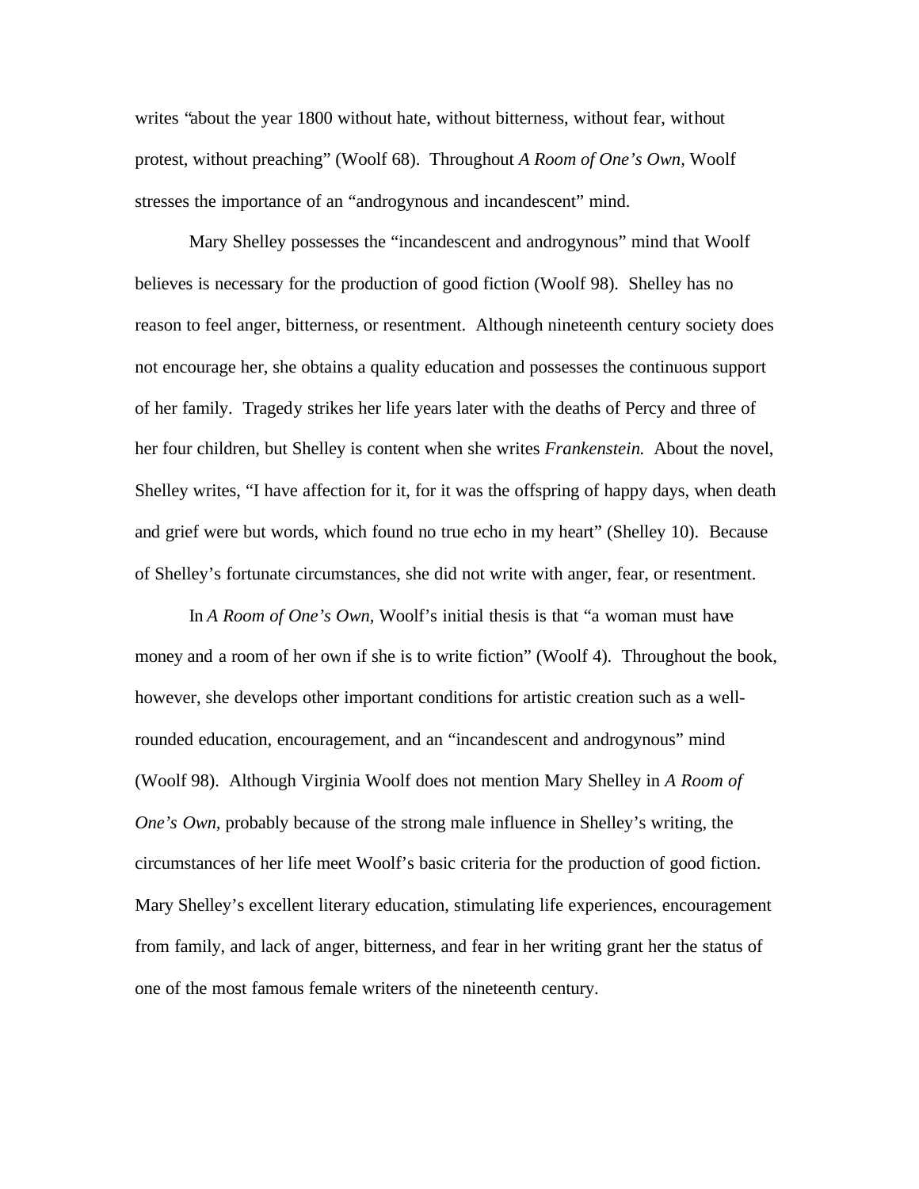writes "about the year 1800 without hate, without bitterness, without fear, without protest, without preaching" (Woolf 68). Throughout *A Room of One's Own*, Woolf stresses the importance of an "androgynous and incandescent" mind.

Mary Shelley possesses the "incandescent and androgynous" mind that Woolf believes is necessary for the production of good fiction (Woolf 98). Shelley has no reason to feel anger, bitterness, or resentment. Although nineteenth century society does not encourage her, she obtains a quality education and possesses the continuous support of her family. Tragedy strikes her life years later with the deaths of Percy and three of her four children, but Shelley is content when she writes *Frankenstein.* About the novel, Shelley writes, "I have affection for it, for it was the offspring of happy days, when death and grief were but words, which found no true echo in my heart" (Shelley 10). Because of Shelley's fortunate circumstances, she did not write with anger, fear, or resentment.

In *A Room of One's Own,* Woolf's initial thesis is that "a woman must have money and a room of her own if she is to write fiction" (Woolf 4). Throughout the book, however, she develops other important conditions for artistic creation such as a well-rounded education, encouragement, and an "incandescent and androgynous" mind (Woolf 98). Although Virginia Woolf does not mention Mary Shelley in *A Room of One's Own*, probably because of the strong male influence in Shelley's writing, the circumstances of her life meet Woolf's basic criteria for the production of good fiction. Mary Shelley's excellent literary education, stimulating life experiences, encouragement from family, and lack of anger, bitterness, and fear in her writing grant her the status of one of the most famous female writers of the nineteenth century.